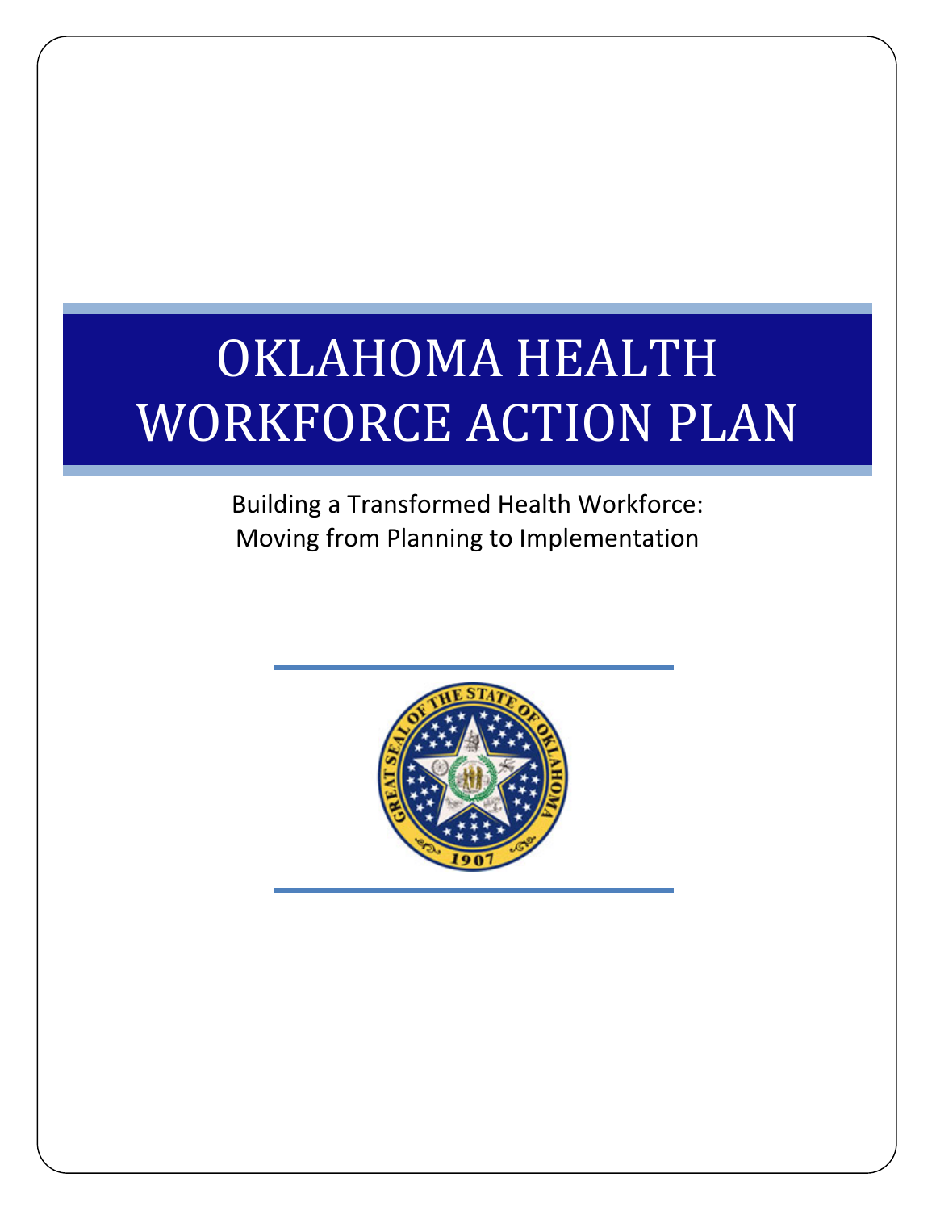# OKLAHOMA HEALTH WORKFORCE ACTION PLAN

Building a Transformed Health Workforce:
Moving from Planning to Implementation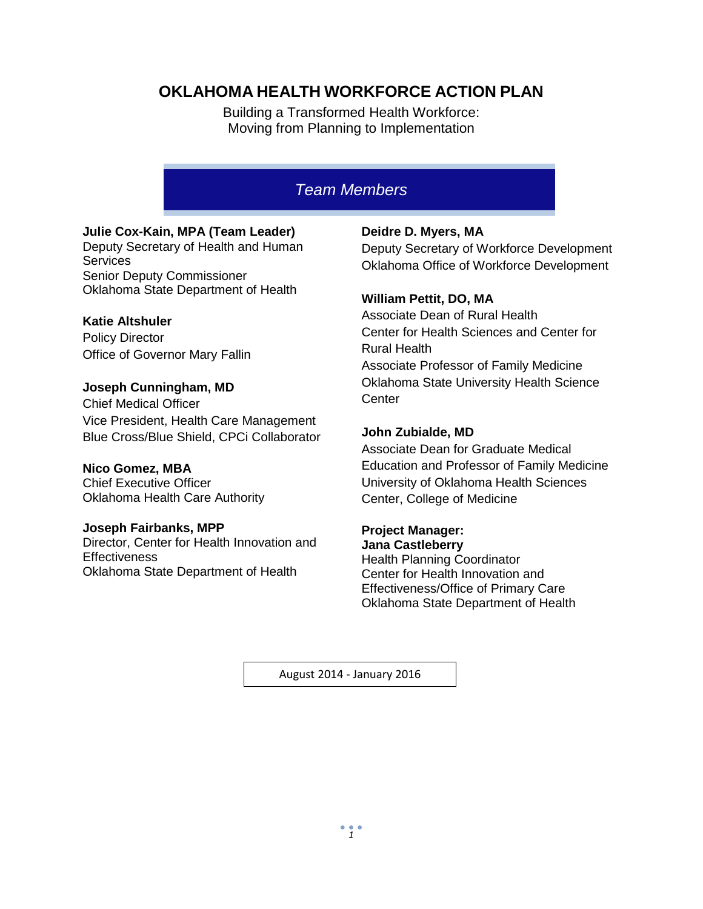# OKLAHOMA HEALTH WORKFORCE ACTION PLAN

Building a Transformed Health Workforce:
Moving from Planning to Implementation

## *Team Members*

**Julie Cox-Kain, MPA (Team Leader)**
Deputy Secretary of Health and Human Services
Senior Deputy Commissioner
Oklahoma State Department of Health

**Katie Altshuler**
Policy Director
Office of Governor Mary Fallin

**Joseph Cunningham, MD**
Chief Medical Officer
Vice President, Health Care Management
Blue Cross/Blue Shield, CPCi Collaborator

**Nico Gomez, MBA**
Chief Executive Officer
Oklahoma Health Care Authority

**Joseph Fairbanks, MPP**
Director, Center for Health Innovation and Effectiveness
Oklahoma State Department of Health

**Deidre D. Myers, MA**
Deputy Secretary of Workforce Development
Oklahoma Office of Workforce Development

**William Pettit, DO, MA**
Associate Dean of Rural Health
Center for Health Sciences and Center for Rural Health
Associate Professor of Family Medicine
Oklahoma State University Health Science Center

**John Zubialde, MD**
Associate Dean for Graduate Medical Education and Professor of Family Medicine
University of Oklahoma Health Sciences Center, College of Medicine

**Project Manager:**
**Jana Castleberry**
Health Planning Coordinator
Center for Health Innovation and Effectiveness/Office of Primary Care
Oklahoma State Department of Health

August 2014 - January 2016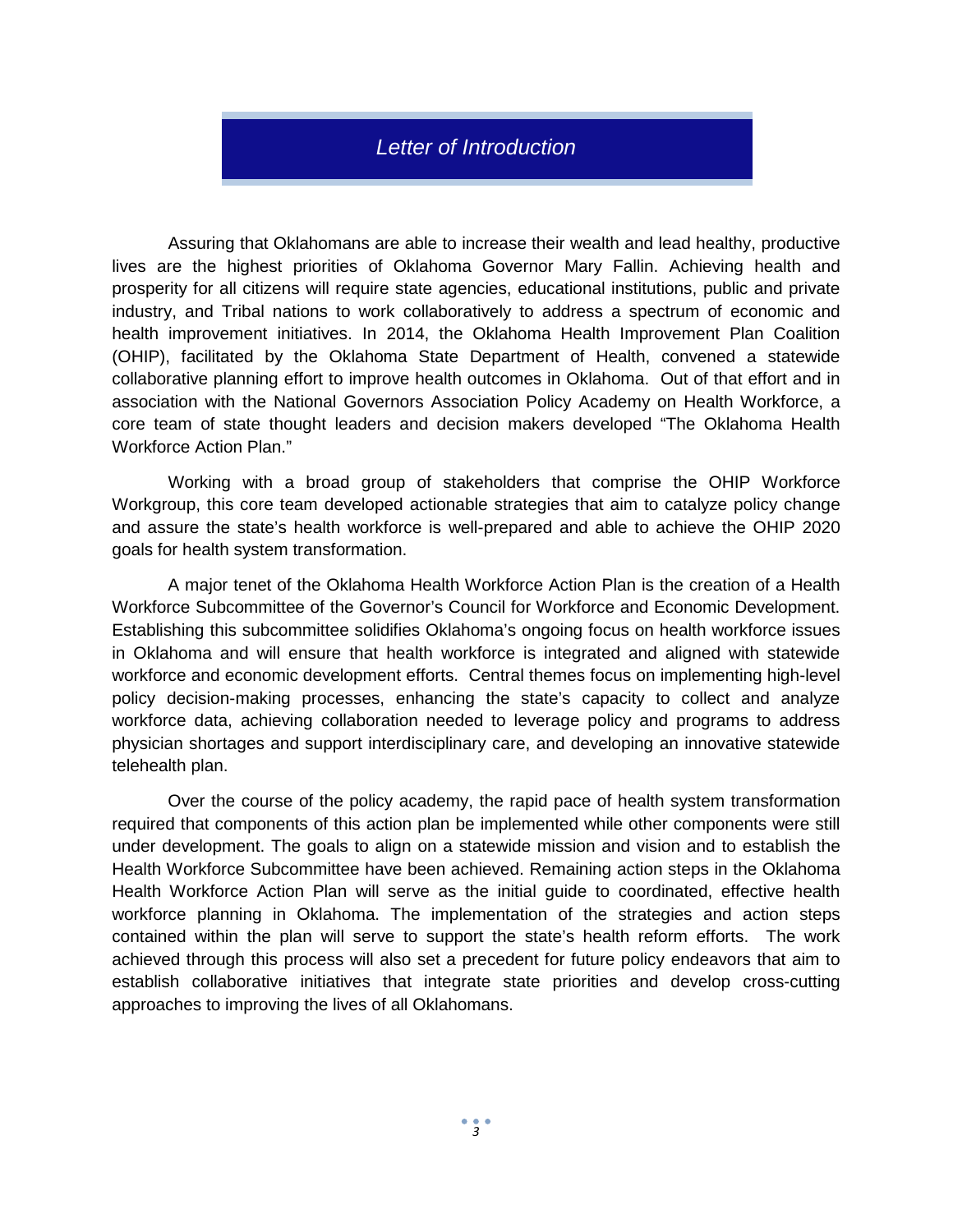## *Letter of Introduction*

Assuring that Oklahomans are able to increase their wealth and lead healthy, productive lives are the highest priorities of Oklahoma Governor Mary Fallin. Achieving health and prosperity for all citizens will require state agencies, educational institutions, public and private industry, and Tribal nations to work collaboratively to address a spectrum of economic and health improvement initiatives. In 2014, the Oklahoma Health Improvement Plan Coalition (OHIP), facilitated by the Oklahoma State Department of Health, convened a statewide collaborative planning effort to improve health outcomes in Oklahoma. Out of that effort and in association with the National Governors Association Policy Academy on Health Workforce, a core team of state thought leaders and decision makers developed "The Oklahoma Health Workforce Action Plan."

Working with a broad group of stakeholders that comprise the OHIP Workforce Workgroup, this core team developed actionable strategies that aim to catalyze policy change and assure the state's health workforce is well-prepared and able to achieve the OHIP 2020 goals for health system transformation.

A major tenet of the Oklahoma Health Workforce Action Plan is the creation of a Health Workforce Subcommittee of the Governor's Council for Workforce and Economic Development. Establishing this subcommittee solidifies Oklahoma's ongoing focus on health workforce issues in Oklahoma and will ensure that health workforce is integrated and aligned with statewide workforce and economic development efforts. Central themes focus on implementing high-level policy decision-making processes, enhancing the state's capacity to collect and analyze workforce data, achieving collaboration needed to leverage policy and programs to address physician shortages and support interdisciplinary care, and developing an innovative statewide telehealth plan.

Over the course of the policy academy, the rapid pace of health system transformation required that components of this action plan be implemented while other components were still under development. The goals to align on a statewide mission and vision and to establish the Health Workforce Subcommittee have been achieved. Remaining action steps in the Oklahoma Health Workforce Action Plan will serve as the initial guide to coordinated, effective health workforce planning in Oklahoma. The implementation of the strategies and action steps contained within the plan will serve to support the state's health reform efforts. The work achieved through this process will also set a precedent for future policy endeavors that aim to establish collaborative initiatives that integrate state priorities and develop cross-cutting approaches to improving the lives of all Oklahomans.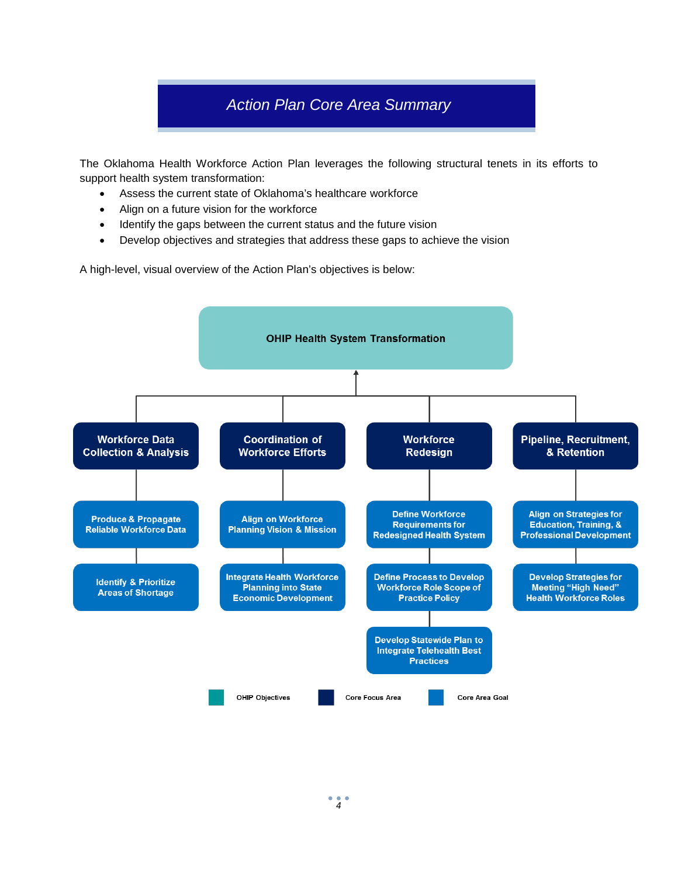# *Action Plan Core Area Summary*

The Oklahoma Health Workforce Action Plan leverages the following structural tenets in its efforts to support health system transformation:

- Assess the current state of Oklahoma's healthcare workforce
- Align on a future vision for the workforce
- Identify the gaps between the current status and the future vision
- Develop objectives and strategies that address these gaps to achieve the vision

A high-level, visual overview of the Action Plan's objectives is below:

**OHIP Health System Transformation**

- **Workforce Data Collection & Analysis**
  - Produce & Propagate Reliable Workforce Data
  - Identify & Prioritize Areas of Shortage
- **Coordination of Workforce Efforts**
  - Align on Workforce Planning Vision & Mission
  - Integrate Health Workforce Planning into State Economic Development
- **Workforce Redesign**
  - Define Workforce Requirements for Redesigned Health System
  - Define Process to Develop Workforce Role Scope of Practice Policy
  - Develop Statewide Plan to Integrate Telehealth Best Practices
- **Pipeline, Recruitment, & Retention**
  - Align on Strategies for Education, Training, & Professional Development
  - Develop Strategies for Meeting "High Need" Health Workforce Roles

Legend: OHIP Objectives | Core Focus Area | Core Area Goal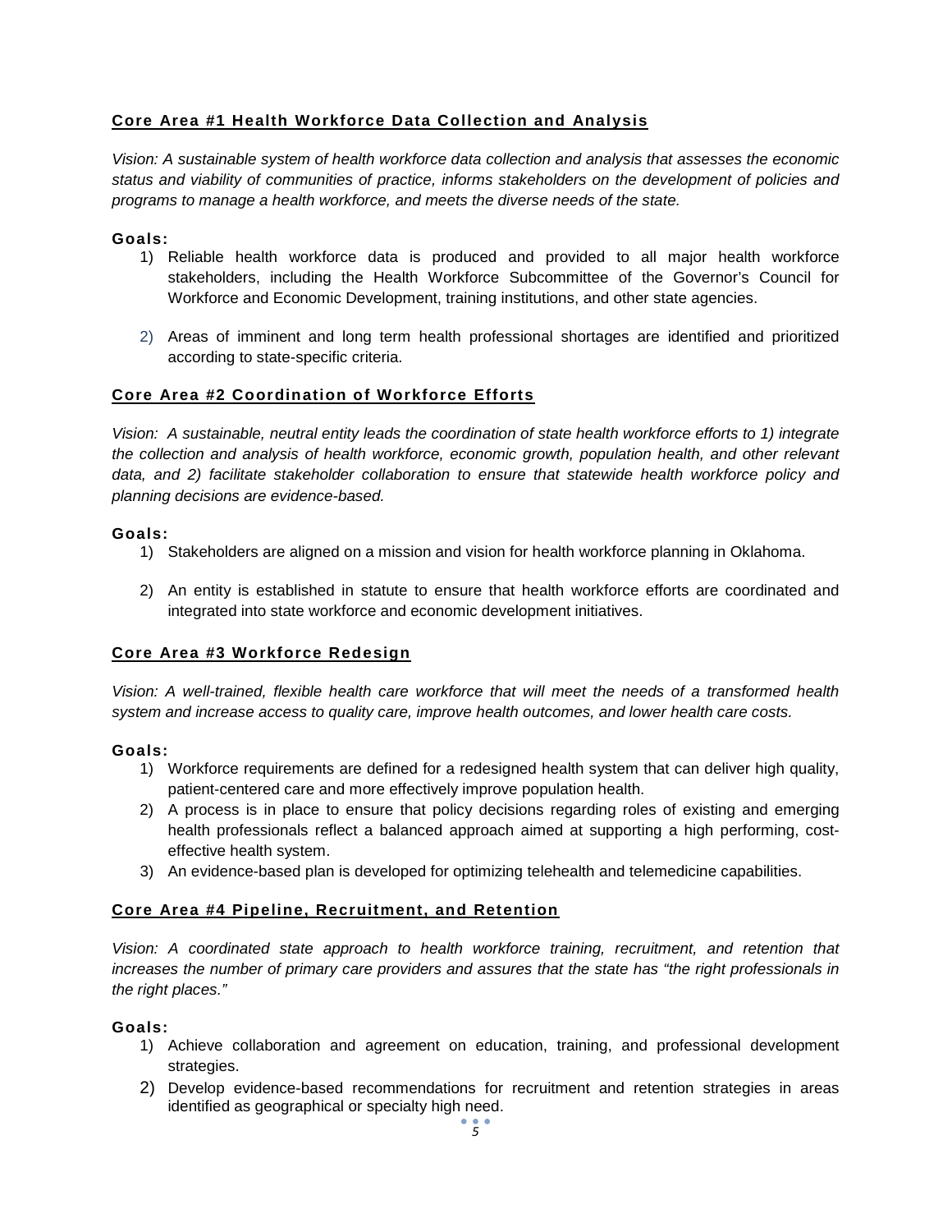## Core Area #1 Health Workforce Data Collection and Analysis

*Vision: A sustainable system of health workforce data collection and analysis that assesses the economic status and viability of communities of practice, informs stakeholders on the development of policies and programs to manage a health workforce, and meets the diverse needs of the state.*

**Goals:**

1) Reliable health workforce data is produced and provided to all major health workforce stakeholders, including the Health Workforce Subcommittee of the Governor's Council for Workforce and Economic Development, training institutions, and other state agencies.

2) Areas of imminent and long term health professional shortages are identified and prioritized according to state-specific criteria.

## Core Area #2 Coordination of Workforce Efforts

*Vision: A sustainable, neutral entity leads the coordination of state health workforce efforts to 1) integrate the collection and analysis of health workforce, economic growth, population health, and other relevant data, and 2) facilitate stakeholder collaboration to ensure that statewide health workforce policy and planning decisions are evidence-based.*

**Goals:**

1) Stakeholders are aligned on a mission and vision for health workforce planning in Oklahoma.

2) An entity is established in statute to ensure that health workforce efforts are coordinated and integrated into state workforce and economic development initiatives.

## Core Area #3 Workforce Redesign

*Vision: A well-trained, flexible health care workforce that will meet the needs of a transformed health system and increase access to quality care, improve health outcomes, and lower health care costs.*

**Goals:**

1) Workforce requirements are defined for a redesigned health system that can deliver high quality, patient-centered care and more effectively improve population health.
2) A process is in place to ensure that policy decisions regarding roles of existing and emerging health professionals reflect a balanced approach aimed at supporting a high performing, cost-effective health system.
3) An evidence-based plan is developed for optimizing telehealth and telemedicine capabilities.

## Core Area #4 Pipeline, Recruitment, and Retention

*Vision: A coordinated state approach to health workforce training, recruitment, and retention that increases the number of primary care providers and assures that the state has "the right professionals in the right places."*

**Goals:**

1) Achieve collaboration and agreement on education, training, and professional development strategies.
2) Develop evidence-based recommendations for recruitment and retention strategies in areas identified as geographical or specialty high need.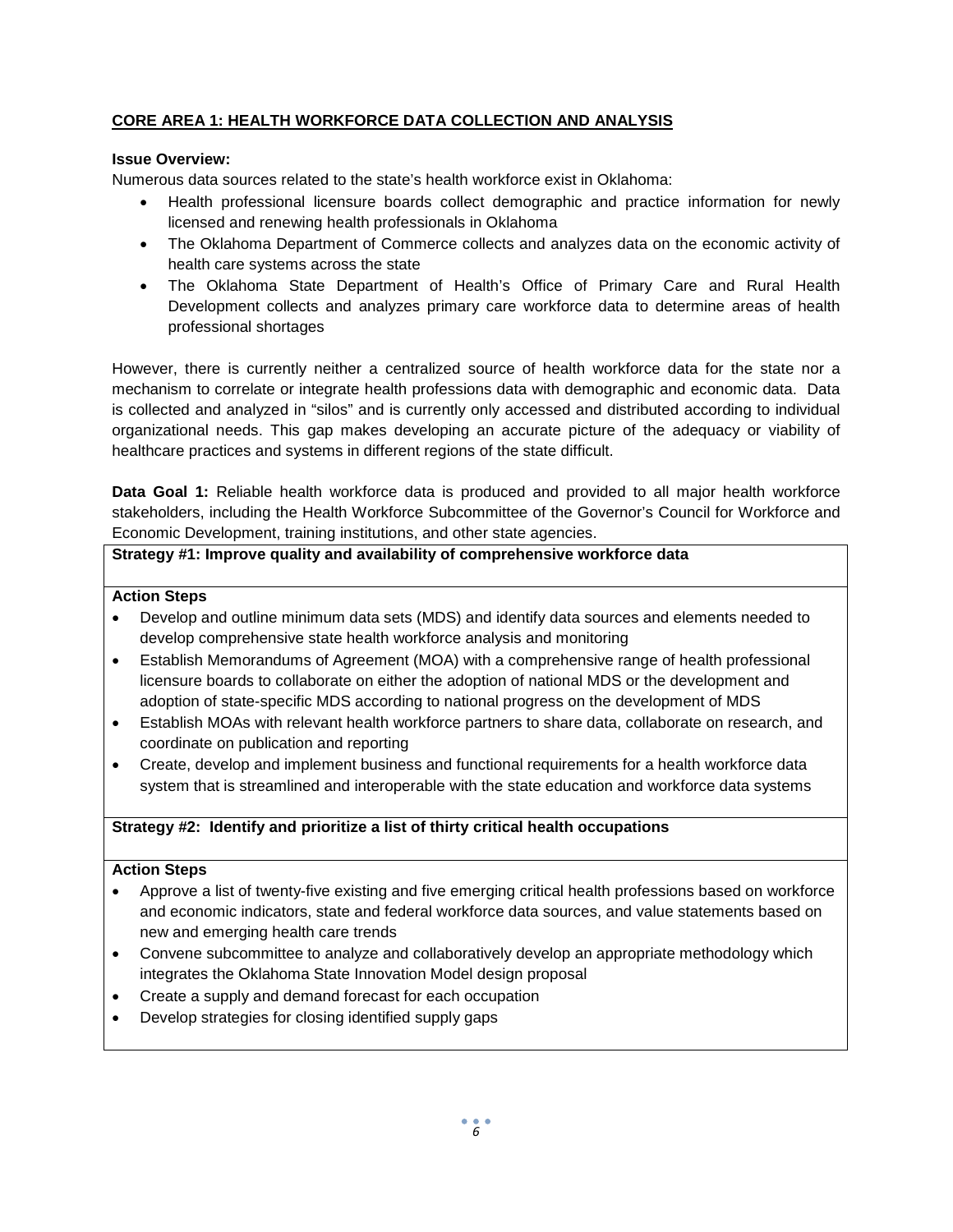## CORE AREA 1: HEALTH WORKFORCE DATA COLLECTION AND ANALYSIS

**Issue Overview:**

Numerous data sources related to the state's health workforce exist in Oklahoma:

- Health professional licensure boards collect demographic and practice information for newly licensed and renewing health professionals in Oklahoma
- The Oklahoma Department of Commerce collects and analyzes data on the economic activity of health care systems across the state
- The Oklahoma State Department of Health's Office of Primary Care and Rural Health Development collects and analyzes primary care workforce data to determine areas of health professional shortages

However, there is currently neither a centralized source of health workforce data for the state nor a mechanism to correlate or integrate health professions data with demographic and economic data. Data is collected and analyzed in "silos" and is currently only accessed and distributed according to individual organizational needs. This gap makes developing an accurate picture of the adequacy or viability of healthcare practices and systems in different regions of the state difficult.

**Data Goal 1:** Reliable health workforce data is produced and provided to all major health workforce stakeholders, including the Health Workforce Subcommittee of the Governor's Council for Workforce and Economic Development, training institutions, and other state agencies.

**Strategy #1: Improve quality and availability of comprehensive workforce data**

**Action Steps**

- Develop and outline minimum data sets (MDS) and identify data sources and elements needed to develop comprehensive state health workforce analysis and monitoring
- Establish Memorandums of Agreement (MOA) with a comprehensive range of health professional licensure boards to collaborate on either the adoption of national MDS or the development and adoption of state-specific MDS according to national progress on the development of MDS
- Establish MOAs with relevant health workforce partners to share data, collaborate on research, and coordinate on publication and reporting
- Create, develop and implement business and functional requirements for a health workforce data system that is streamlined and interoperable with the state education and workforce data systems

**Strategy #2: Identify and prioritize a list of thirty critical health occupations**

**Action Steps**

- Approve a list of twenty-five existing and five emerging critical health professions based on workforce and economic indicators, state and federal workforce data sources, and value statements based on new and emerging health care trends
- Convene subcommittee to analyze and collaboratively develop an appropriate methodology which integrates the Oklahoma State Innovation Model design proposal
- Create a supply and demand forecast for each occupation
- Develop strategies for closing identified supply gaps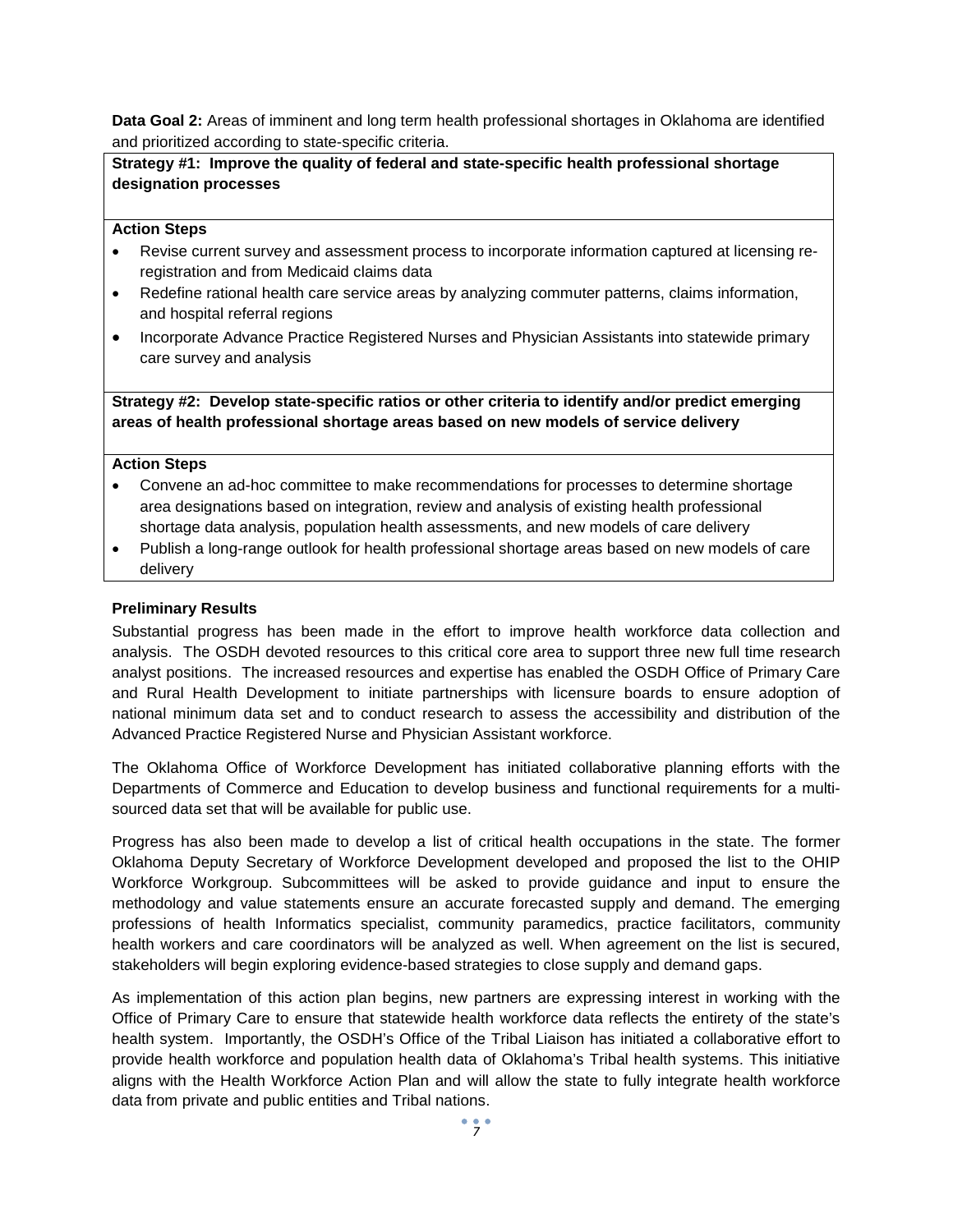**Data Goal 2:** Areas of imminent and long term health professional shortages in Oklahoma are identified and prioritized according to state-specific criteria.

**Strategy #1: Improve the quality of federal and state-specific health professional shortage designation processes**

**Action Steps**

- Revise current survey and assessment process to incorporate information captured at licensing re-registration and from Medicaid claims data
- Redefine rational health care service areas by analyzing commuter patterns, claims information, and hospital referral regions
- Incorporate Advance Practice Registered Nurses and Physician Assistants into statewide primary care survey and analysis

**Strategy #2: Develop state-specific ratios or other criteria to identify and/or predict emerging areas of health professional shortage areas based on new models of service delivery**

**Action Steps**

- Convene an ad-hoc committee to make recommendations for processes to determine shortage area designations based on integration, review and analysis of existing health professional shortage data analysis, population health assessments, and new models of care delivery
- Publish a long-range outlook for health professional shortage areas based on new models of care delivery

**Preliminary Results**

Substantial progress has been made in the effort to improve health workforce data collection and analysis. The OSDH devoted resources to this critical core area to support three new full time research analyst positions. The increased resources and expertise has enabled the OSDH Office of Primary Care and Rural Health Development to initiate partnerships with licensure boards to ensure adoption of national minimum data set and to conduct research to assess the accessibility and distribution of the Advanced Practice Registered Nurse and Physician Assistant workforce.

The Oklahoma Office of Workforce Development has initiated collaborative planning efforts with the Departments of Commerce and Education to develop business and functional requirements for a multi-sourced data set that will be available for public use.

Progress has also been made to develop a list of critical health occupations in the state. The former Oklahoma Deputy Secretary of Workforce Development developed and proposed the list to the OHIP Workforce Workgroup. Subcommittees will be asked to provide guidance and input to ensure the methodology and value statements ensure an accurate forecasted supply and demand. The emerging professions of health Informatics specialist, community paramedics, practice facilitators, community health workers and care coordinators will be analyzed as well. When agreement on the list is secured, stakeholders will begin exploring evidence-based strategies to close supply and demand gaps.

As implementation of this action plan begins, new partners are expressing interest in working with the Office of Primary Care to ensure that statewide health workforce data reflects the entirety of the state's health system. Importantly, the OSDH's Office of the Tribal Liaison has initiated a collaborative effort to provide health workforce and population health data of Oklahoma's Tribal health systems. This initiative aligns with the Health Workforce Action Plan and will allow the state to fully integrate health workforce data from private and public entities and Tribal nations.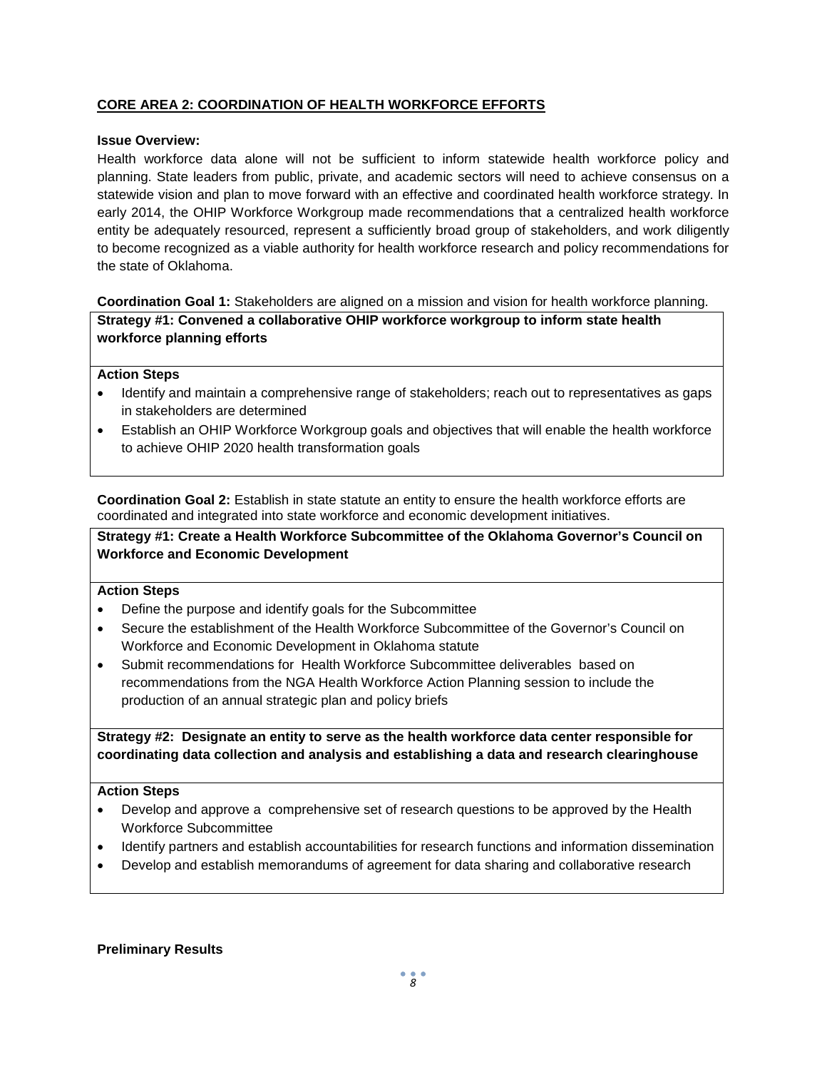## CORE AREA 2: COORDINATION OF HEALTH WORKFORCE EFFORTS

**Issue Overview:**

Health workforce data alone will not be sufficient to inform statewide health workforce policy and planning. State leaders from public, private, and academic sectors will need to achieve consensus on a statewide vision and plan to move forward with an effective and coordinated health workforce strategy. In early 2014, the OHIP Workforce Workgroup made recommendations that a centralized health workforce entity be adequately resourced, represent a sufficiently broad group of stakeholders, and work diligently to become recognized as a viable authority for health workforce research and policy recommendations for the state of Oklahoma.

**Coordination Goal 1:** Stakeholders are aligned on a mission and vision for health workforce planning.

**Strategy #1: Convened a collaborative OHIP workforce workgroup to inform state health workforce planning efforts**

**Action Steps**

- Identify and maintain a comprehensive range of stakeholders; reach out to representatives as gaps in stakeholders are determined
- Establish an OHIP Workforce Workgroup goals and objectives that will enable the health workforce to achieve OHIP 2020 health transformation goals

**Coordination Goal 2:** Establish in state statute an entity to ensure the health workforce efforts are coordinated and integrated into state workforce and economic development initiatives.

**Strategy #1: Create a Health Workforce Subcommittee of the Oklahoma Governor's Council on Workforce and Economic Development**

**Action Steps**

- Define the purpose and identify goals for the Subcommittee
- Secure the establishment of the Health Workforce Subcommittee of the Governor's Council on Workforce and Economic Development in Oklahoma statute
- Submit recommendations for Health Workforce Subcommittee deliverables based on recommendations from the NGA Health Workforce Action Planning session to include the production of an annual strategic plan and policy briefs

**Strategy #2: Designate an entity to serve as the health workforce data center responsible for coordinating data collection and analysis and establishing a data and research clearinghouse**

**Action Steps**

- Develop and approve a comprehensive set of research questions to be approved by the Health Workforce Subcommittee
- Identify partners and establish accountabilities for research functions and information dissemination
- Develop and establish memorandums of agreement for data sharing and collaborative research

**Preliminary Results**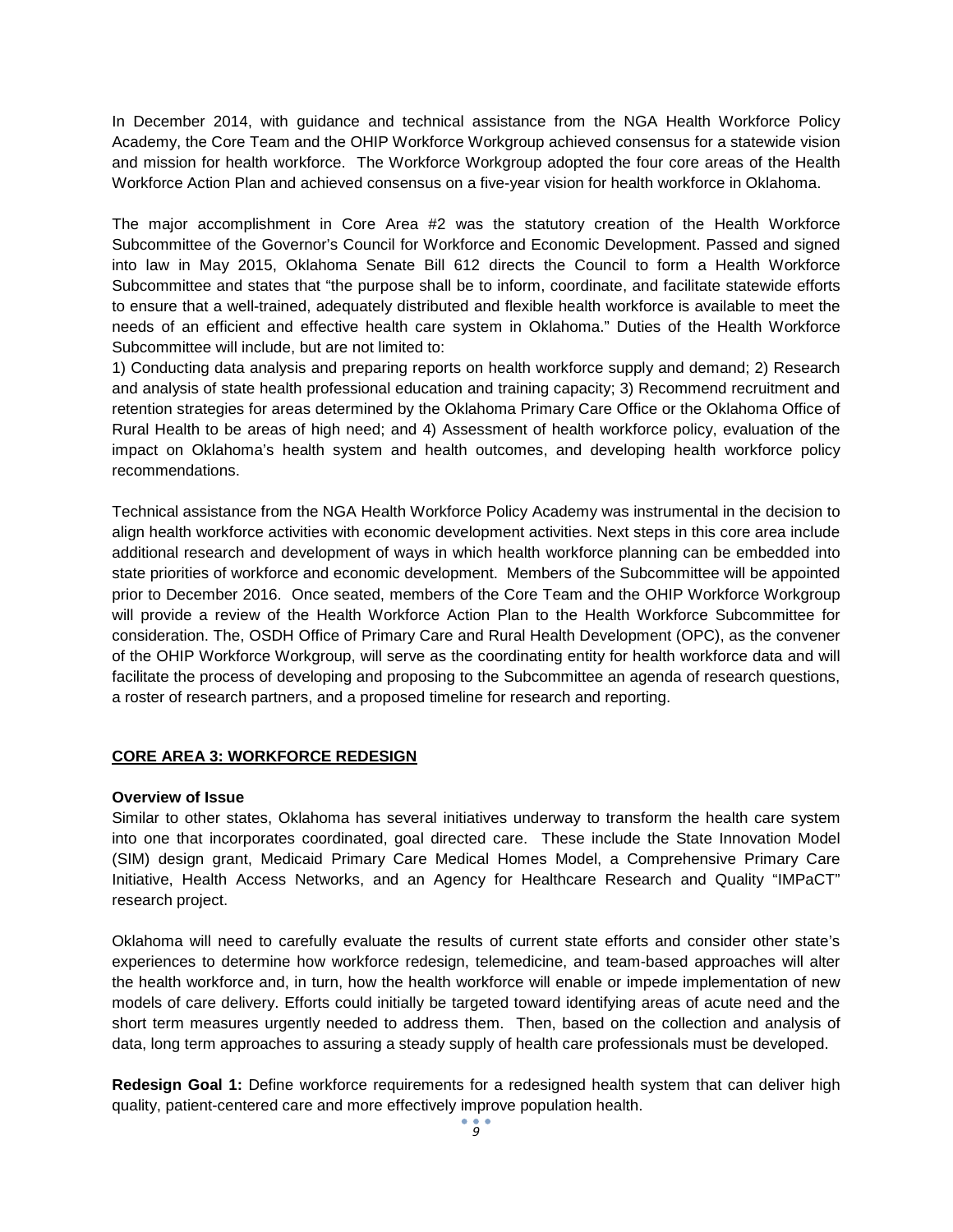In December 2014, with guidance and technical assistance from the NGA Health Workforce Policy Academy, the Core Team and the OHIP Workforce Workgroup achieved consensus for a statewide vision and mission for health workforce. The Workforce Workgroup adopted the four core areas of the Health Workforce Action Plan and achieved consensus on a five-year vision for health workforce in Oklahoma.

The major accomplishment in Core Area #2 was the statutory creation of the Health Workforce Subcommittee of the Governor's Council for Workforce and Economic Development. Passed and signed into law in May 2015, Oklahoma Senate Bill 612 directs the Council to form a Health Workforce Subcommittee and states that "the purpose shall be to inform, coordinate, and facilitate statewide efforts to ensure that a well-trained, adequately distributed and flexible health workforce is available to meet the needs of an efficient and effective health care system in Oklahoma." Duties of the Health Workforce Subcommittee will include, but are not limited to:
1) Conducting data analysis and preparing reports on health workforce supply and demand; 2) Research and analysis of state health professional education and training capacity; 3) Recommend recruitment and retention strategies for areas determined by the Oklahoma Primary Care Office or the Oklahoma Office of Rural Health to be areas of high need; and 4) Assessment of health workforce policy, evaluation of the impact on Oklahoma's health system and health outcomes, and developing health workforce policy recommendations.

Technical assistance from the NGA Health Workforce Policy Academy was instrumental in the decision to align health workforce activities with economic development activities. Next steps in this core area include additional research and development of ways in which health workforce planning can be embedded into state priorities of workforce and economic development. Members of the Subcommittee will be appointed prior to December 2016. Once seated, members of the Core Team and the OHIP Workforce Workgroup will provide a review of the Health Workforce Action Plan to the Health Workforce Subcommittee for consideration. The, OSDH Office of Primary Care and Rural Health Development (OPC), as the convener of the OHIP Workforce Workgroup, will serve as the coordinating entity for health workforce data and will facilitate the process of developing and proposing to the Subcommittee an agenda of research questions, a roster of research partners, and a proposed timeline for research and reporting.

## CORE AREA 3: WORKFORCE REDESIGN

**Overview of Issue**
Similar to other states, Oklahoma has several initiatives underway to transform the health care system into one that incorporates coordinated, goal directed care. These include the State Innovation Model (SIM) design grant, Medicaid Primary Care Medical Homes Model, a Comprehensive Primary Care Initiative, Health Access Networks, and an Agency for Healthcare Research and Quality "IMPaCT" research project.

Oklahoma will need to carefully evaluate the results of current state efforts and consider other state's experiences to determine how workforce redesign, telemedicine, and team-based approaches will alter the health workforce and, in turn, how the health workforce will enable or impede implementation of new models of care delivery. Efforts could initially be targeted toward identifying areas of acute need and the short term measures urgently needed to address them. Then, based on the collection and analysis of data, long term approaches to assuring a steady supply of health care professionals must be developed.

**Redesign Goal 1:** Define workforce requirements for a redesigned health system that can deliver high quality, patient-centered care and more effectively improve population health.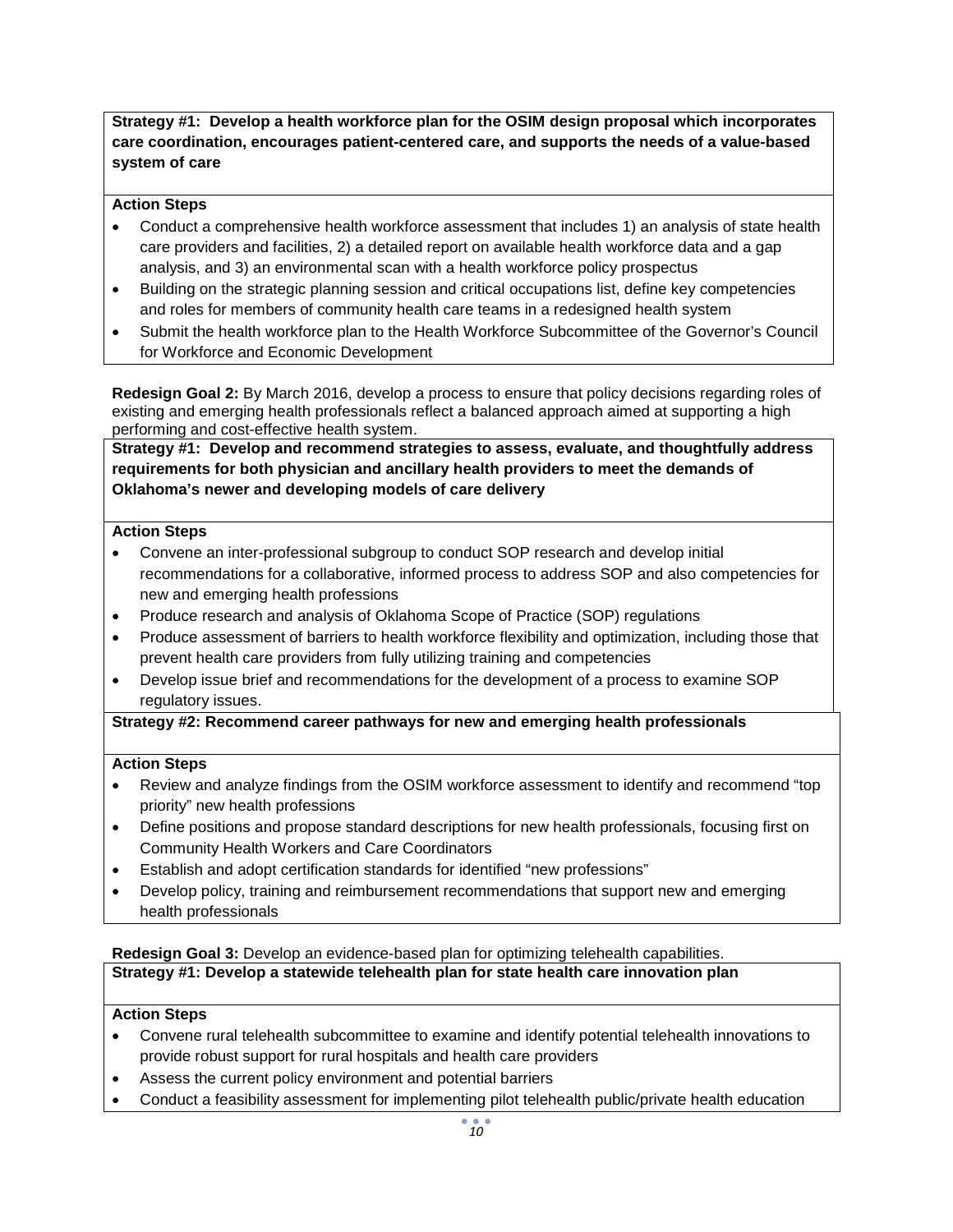**Strategy #1: Develop a health workforce plan for the OSIM design proposal which incorporates care coordination, encourages patient-centered care, and supports the needs of a value-based system of care**

**Action Steps**

- Conduct a comprehensive health workforce assessment that includes 1) an analysis of state health care providers and facilities, 2) a detailed report on available health workforce data and a gap analysis, and 3) an environmental scan with a health workforce policy prospectus
- Building on the strategic planning session and critical occupations list, define key competencies and roles for members of community health care teams in a redesigned health system
- Submit the health workforce plan to the Health Workforce Subcommittee of the Governor's Council for Workforce and Economic Development

**Redesign Goal 2:** By March 2016, develop a process to ensure that policy decisions regarding roles of existing and emerging health professionals reflect a balanced approach aimed at supporting a high performing and cost-effective health system.

**Strategy #1: Develop and recommend strategies to assess, evaluate, and thoughtfully address requirements for both physician and ancillary health providers to meet the demands of Oklahoma's newer and developing models of care delivery**

**Action Steps**

- Convene an inter-professional subgroup to conduct SOP research and develop initial recommendations for a collaborative, informed process to address SOP and also competencies for new and emerging health professions
- Produce research and analysis of Oklahoma Scope of Practice (SOP) regulations
- Produce assessment of barriers to health workforce flexibility and optimization, including those that prevent health care providers from fully utilizing training and competencies
- Develop issue brief and recommendations for the development of a process to examine SOP regulatory issues.

**Strategy #2: Recommend career pathways for new and emerging health professionals**

**Action Steps**

- Review and analyze findings from the OSIM workforce assessment to identify and recommend "top priority" new health professions
- Define positions and propose standard descriptions for new health professionals, focusing first on Community Health Workers and Care Coordinators
- Establish and adopt certification standards for identified "new professions"
- Develop policy, training and reimbursement recommendations that support new and emerging health professionals

**Redesign Goal 3:** Develop an evidence-based plan for optimizing telehealth capabilities.

**Strategy #1: Develop a statewide telehealth plan for state health care innovation plan**

**Action Steps**

- Convene rural telehealth subcommittee to examine and identify potential telehealth innovations to provide robust support for rural hospitals and health care providers
- Assess the current policy environment and potential barriers
- Conduct a feasibility assessment for implementing pilot telehealth public/private health education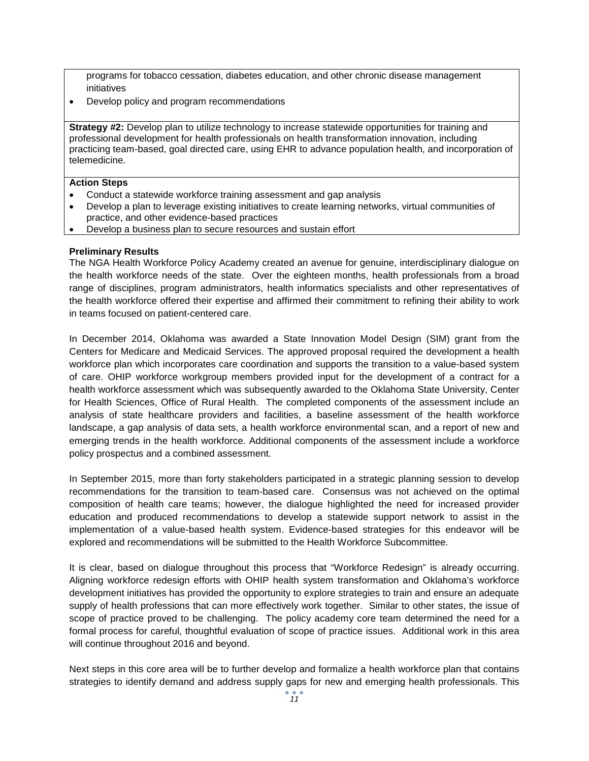programs for tobacco cessation, diabetes education, and other chronic disease management initiatives

- Develop policy and program recommendations

**Strategy #2:** Develop plan to utilize technology to increase statewide opportunities for training and professional development for health professionals on health transformation innovation, including practicing team-based, goal directed care, using EHR to advance population health, and incorporation of telemedicine.

**Action Steps**

- Conduct a statewide workforce training assessment and gap analysis
- Develop a plan to leverage existing initiatives to create learning networks, virtual communities of practice, and other evidence-based practices
- Develop a business plan to secure resources and sustain effort

**Preliminary Results**

The NGA Health Workforce Policy Academy created an avenue for genuine, interdisciplinary dialogue on the health workforce needs of the state. Over the eighteen months, health professionals from a broad range of disciplines, program administrators, health informatics specialists and other representatives of the health workforce offered their expertise and affirmed their commitment to refining their ability to work in teams focused on patient-centered care.

In December 2014, Oklahoma was awarded a State Innovation Model Design (SIM) grant from the Centers for Medicare and Medicaid Services. The approved proposal required the development a health workforce plan which incorporates care coordination and supports the transition to a value-based system of care. OHIP workforce workgroup members provided input for the development of a contract for a health workforce assessment which was subsequently awarded to the Oklahoma State University, Center for Health Sciences, Office of Rural Health. The completed components of the assessment include an analysis of state healthcare providers and facilities, a baseline assessment of the health workforce landscape, a gap analysis of data sets, a health workforce environmental scan, and a report of new and emerging trends in the health workforce. Additional components of the assessment include a workforce policy prospectus and a combined assessment.

In September 2015, more than forty stakeholders participated in a strategic planning session to develop recommendations for the transition to team-based care. Consensus was not achieved on the optimal composition of health care teams; however, the dialogue highlighted the need for increased provider education and produced recommendations to develop a statewide support network to assist in the implementation of a value-based health system. Evidence-based strategies for this endeavor will be explored and recommendations will be submitted to the Health Workforce Subcommittee.

It is clear, based on dialogue throughout this process that "Workforce Redesign" is already occurring. Aligning workforce redesign efforts with OHIP health system transformation and Oklahoma's workforce development initiatives has provided the opportunity to explore strategies to train and ensure an adequate supply of health professions that can more effectively work together. Similar to other states, the issue of scope of practice proved to be challenging. The policy academy core team determined the need for a formal process for careful, thoughtful evaluation of scope of practice issues. Additional work in this area will continue throughout 2016 and beyond.

Next steps in this core area will be to further develop and formalize a health workforce plan that contains strategies to identify demand and address supply gaps for new and emerging health professionals. This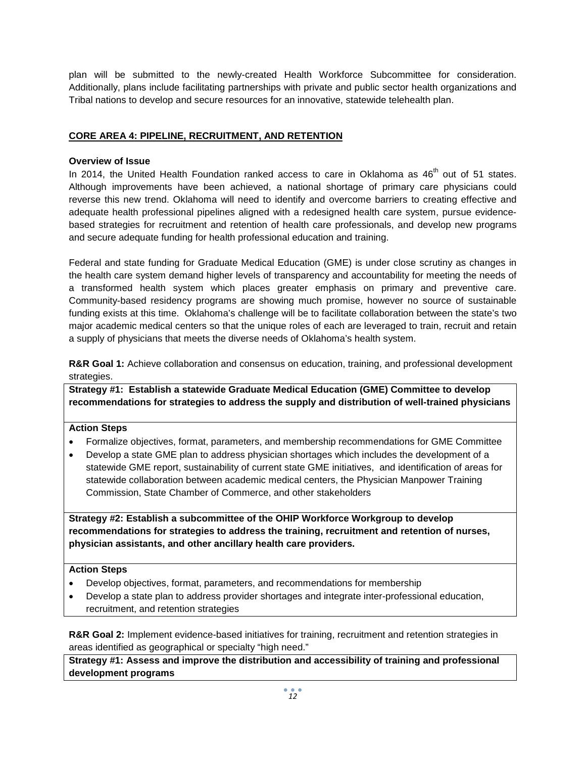plan will be submitted to the newly-created Health Workforce Subcommittee for consideration. Additionally, plans include facilitating partnerships with private and public sector health organizations and Tribal nations to develop and secure resources for an innovative, statewide telehealth plan.

## CORE AREA 4: PIPELINE, RECRUITMENT, AND RETENTION

**Overview of Issue**

In 2014, the United Health Foundation ranked access to care in Oklahoma as 46th out of 51 states. Although improvements have been achieved, a national shortage of primary care physicians could reverse this new trend. Oklahoma will need to identify and overcome barriers to creating effective and adequate health professional pipelines aligned with a redesigned health care system, pursue evidence-based strategies for recruitment and retention of health care professionals, and develop new programs and secure adequate funding for health professional education and training.

Federal and state funding for Graduate Medical Education (GME) is under close scrutiny as changes in the health care system demand higher levels of transparency and accountability for meeting the needs of a transformed health system which places greater emphasis on primary and preventive care. Community-based residency programs are showing much promise, however no source of sustainable funding exists at this time. Oklahoma's challenge will be to facilitate collaboration between the state's two major academic medical centers so that the unique roles of each are leveraged to train, recruit and retain a supply of physicians that meets the diverse needs of Oklahoma's health system.

**R&R Goal 1:** Achieve collaboration and consensus on education, training, and professional development strategies.

**Strategy #1: Establish a statewide Graduate Medical Education (GME) Committee to develop recommendations for strategies to address the supply and distribution of well-trained physicians**

**Action Steps**

- Formalize objectives, format, parameters, and membership recommendations for GME Committee
- Develop a state GME plan to address physician shortages which includes the development of a statewide GME report, sustainability of current state GME initiatives, and identification of areas for statewide collaboration between academic medical centers, the Physician Manpower Training Commission, State Chamber of Commerce, and other stakeholders

**Strategy #2: Establish a subcommittee of the OHIP Workforce Workgroup to develop recommendations for strategies to address the training, recruitment and retention of nurses, physician assistants, and other ancillary health care providers.**

**Action Steps**

- Develop objectives, format, parameters, and recommendations for membership
- Develop a state plan to address provider shortages and integrate inter-professional education, recruitment, and retention strategies

**R&R Goal 2:** Implement evidence-based initiatives for training, recruitment and retention strategies in areas identified as geographical or specialty "high need."

**Strategy #1: Assess and improve the distribution and accessibility of training and professional development programs**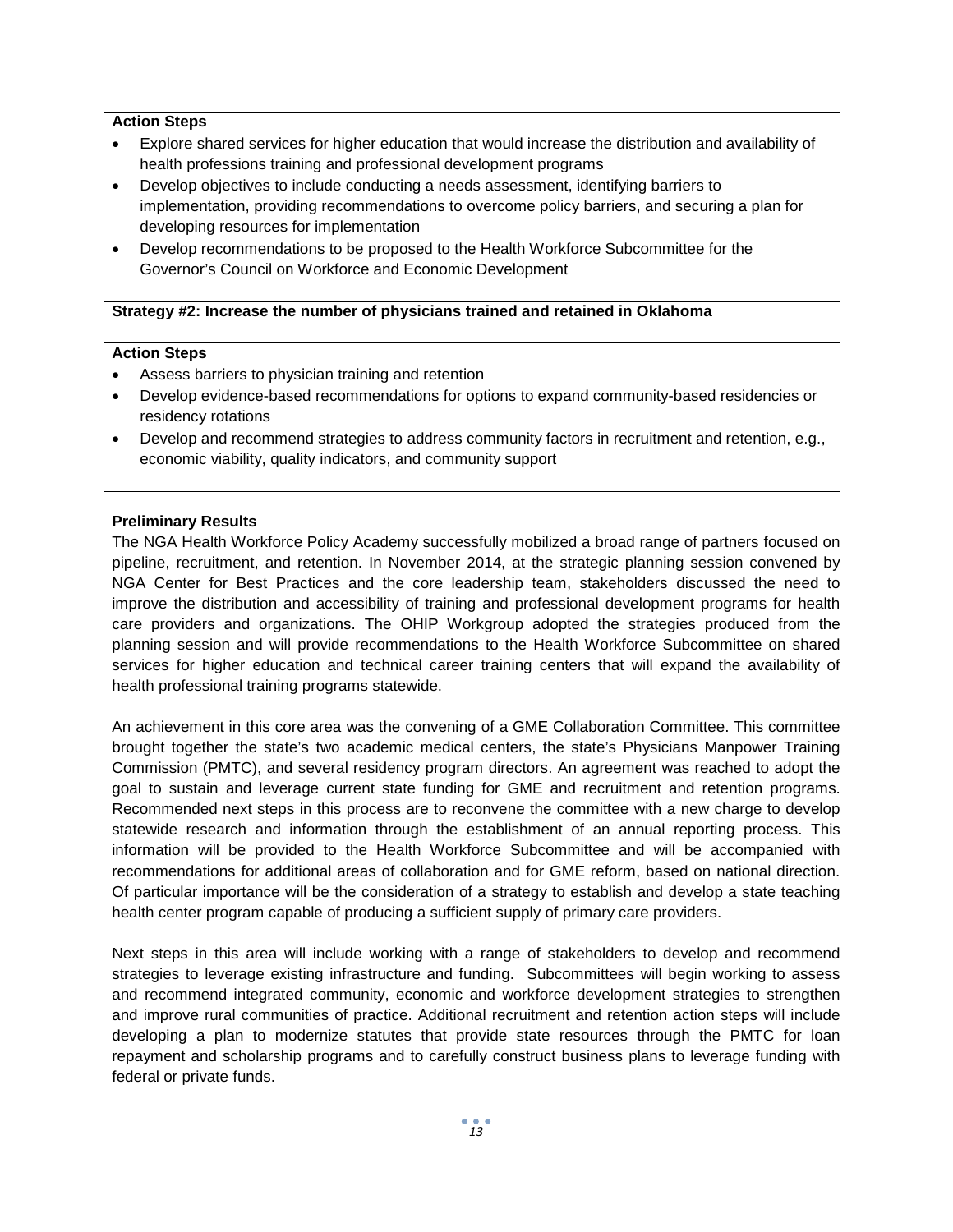**Action Steps**

- Explore shared services for higher education that would increase the distribution and availability of health professions training and professional development programs
- Develop objectives to include conducting a needs assessment, identifying barriers to implementation, providing recommendations to overcome policy barriers, and securing a plan for developing resources for implementation
- Develop recommendations to be proposed to the Health Workforce Subcommittee for the Governor's Council on Workforce and Economic Development

**Strategy #2: Increase the number of physicians trained and retained in Oklahoma**

**Action Steps**

- Assess barriers to physician training and retention
- Develop evidence-based recommendations for options to expand community-based residencies or residency rotations
- Develop and recommend strategies to address community factors in recruitment and retention, e.g., economic viability, quality indicators, and community support

**Preliminary Results**

The NGA Health Workforce Policy Academy successfully mobilized a broad range of partners focused on pipeline, recruitment, and retention. In November 2014, at the strategic planning session convened by NGA Center for Best Practices and the core leadership team, stakeholders discussed the need to improve the distribution and accessibility of training and professional development programs for health care providers and organizations. The OHIP Workgroup adopted the strategies produced from the planning session and will provide recommendations to the Health Workforce Subcommittee on shared services for higher education and technical career training centers that will expand the availability of health professional training programs statewide.

An achievement in this core area was the convening of a GME Collaboration Committee. This committee brought together the state's two academic medical centers, the state's Physicians Manpower Training Commission (PMTC), and several residency program directors. An agreement was reached to adopt the goal to sustain and leverage current state funding for GME and recruitment and retention programs. Recommended next steps in this process are to reconvene the committee with a new charge to develop statewide research and information through the establishment of an annual reporting process. This information will be provided to the Health Workforce Subcommittee and will be accompanied with recommendations for additional areas of collaboration and for GME reform, based on national direction. Of particular importance will be the consideration of a strategy to establish and develop a state teaching health center program capable of producing a sufficient supply of primary care providers.

Next steps in this area will include working with a range of stakeholders to develop and recommend strategies to leverage existing infrastructure and funding. Subcommittees will begin working to assess and recommend integrated community, economic and workforce development strategies to strengthen and improve rural communities of practice. Additional recruitment and retention action steps will include developing a plan to modernize statutes that provide state resources through the PMTC for loan repayment and scholarship programs and to carefully construct business plans to leverage funding with federal or private funds.